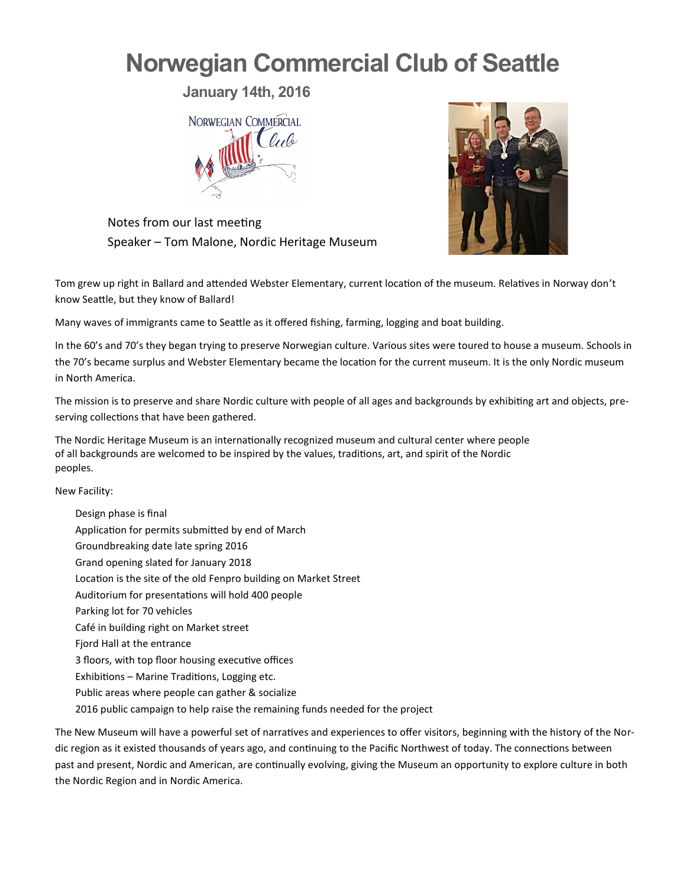# Norwegian Commercial Club of Seattle

**January 14th, 2016**

Notes from our last meeting
Speaker – Tom Malone, Nordic Heritage Museum

Tom grew up right in Ballard and attended Webster Elementary, current location of the museum. Relatives in Norway don't know Seattle, but they know of Ballard!

Many waves of immigrants came to Seattle as it offered fishing, farming, logging and boat building.

In the 60's and 70's they began trying to preserve Norwegian culture. Various sites were toured to house a museum. Schools in the 70's became surplus and Webster Elementary became the location for the current museum. It is the only Nordic museum in North America.

The mission is to preserve and share Nordic culture with people of all ages and backgrounds by exhibiting art and objects, preserving collections that have been gathered.

The Nordic Heritage Museum is an internationally recognized museum and cultural center where people of all backgrounds are welcomed to be inspired by the values, traditions, art, and spirit of the Nordic peoples.

New Facility:

- Design phase is final
- Application for permits submitted by end of March
- Groundbreaking date late spring 2016
- Grand opening slated for January 2018
- Location is the site of the old Fenpro building on Market Street
- Auditorium for presentations will hold 400 people
- Parking lot for 70 vehicles
- Café in building right on Market street
- Fjord Hall at the entrance
- 3 floors, with top floor housing executive offices
- Exhibitions – Marine Traditions, Logging etc.
- Public areas where people can gather & socialize
- 2016 public campaign to help raise the remaining funds needed for the project

The New Museum will have a powerful set of narratives and experiences to offer visitors, beginning with the history of the Nordic region as it existed thousands of years ago, and continuing to the Pacific Northwest of today. The connections between past and present, Nordic and American, are continually evolving, giving the Museum an opportunity to explore culture in both the Nordic Region and in Nordic America.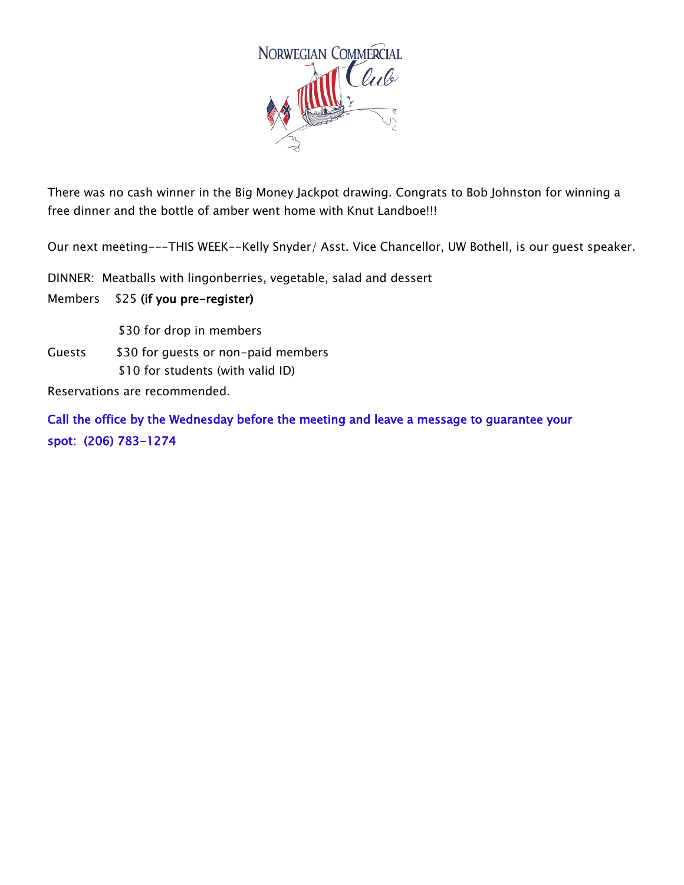There was no cash winner in the Big Money Jackpot drawing. Congrats to Bob Johnston for winning a free dinner and the bottle of amber went home with Knut Landboe!!!

Our next meeting---THIS WEEK--Kelly Snyder/ Asst. Vice Chancellor, UW Bothell, is our guest speaker.

DINNER: Meatballs with lingonberries, vegetable, salad and dessert

| | |
|---|---|
| Members | $25 **(if you pre-register)** |
| | $30 for drop in members |
| Guests | $30 for guests or non-paid members |
| | $10 for students (with valid ID) |

Reservations are recommended.

Call the office by the Wednesday before the meeting and leave a message to guarantee your spot: (206) 783-1274